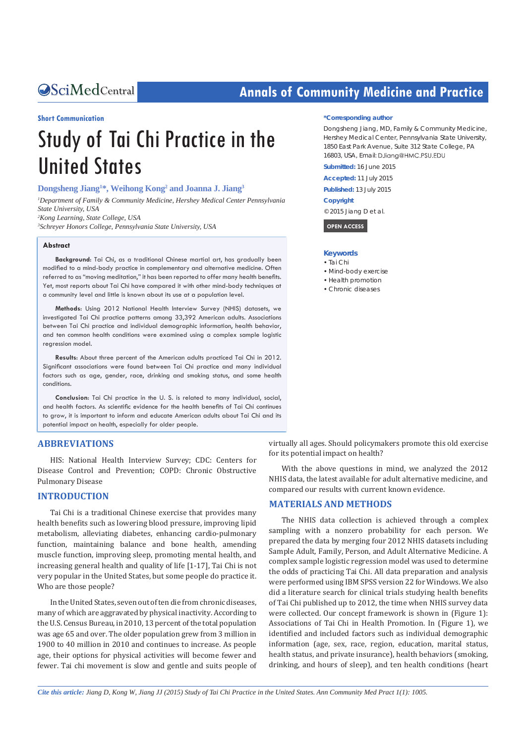Short Communication

# Study of Tai Chi Practice in the United States

**Dongsheng Jiang[1]*, Weihong Kong[2] and Joanna J. Jiang[3]**

[1]*Department of Family & Community Medicine, Hershey Medical Center Pennsylvania State University, USA*
[2]*Kong Learning, State College, USA*
[3]*Schreyer Honors College, Pennsylvania State University, USA*

**\*Corresponding author**

Dongsheng Jiang, MD, Family & Community Medicine, Hershey Medical Center, Pennsylvania State University, 1850 East Park Avenue, Suite 312 State College, PA 16803, USA, Email: DJiang@HMC.PSU.EDU

**Submitted:** 16 June 2015

**Accepted:** 11 July 2015

**Published:** 13 July 2015

**Copyright**

© 2015 Jiang D et al.

OPEN ACCESS

**Keywords**

- Tai Chi
- Mind-body exercise
- Health promotion
- Chronic diseases

## Abstract

**Background:** Tai Chi, as a traditional Chinese martial art, has gradually been modified to a mind-body practice in complementary and alternative medicine. Often referred to as "moving meditation," it has been reported to offer many health benefits. Yet, most reports about Tai Chi have compared it with other mind-body techniques at a community level and little is known about its use at a population level.

**Methods:** Using 2012 National Health Interview Survey (NHIS) datasets, we investigated Tai Chi practice patterns among 33,392 American adults. Associations between Tai Chi practice and individual demographic information, health behavior, and ten common health conditions were examined using a complex sample logistic regression model.

**Results:** About three percent of the American adults practiced Tai Chi in 2012. Significant associations were found between Tai Chi practice and many individual factors such as age, gender, race, drinking and smoking status, and some health conditions.

**Conclusion:** Tai Chi practice in the U. S. is related to many individual, social, and health factors. As scientific evidence for the health benefits of Tai Chi continues to grow, it is important to inform and educate American adults about Tai Chi and its potential impact on health, especially for older people.

## ABBREVIATIONS

HIS: National Health Interview Survey; CDC: Centers for Disease Control and Prevention; COPD: Chronic Obstructive Pulmonary Disease

## INTRODUCTION

Tai Chi is a traditional Chinese exercise that provides many health benefits such as lowering blood pressure, improving lipid metabolism, alleviating diabetes, enhancing cardio-pulmonary function, maintaining balance and bone health, amending muscle function, improving sleep, promoting mental health, and increasing general health and quality of life [1-17], Tai Chi is not very popular in the United States, but some people do practice it. Who are those people?

In the United States, seven out of ten die from chronic diseases, many of which are aggravated by physical inactivity. According to the U.S. Census Bureau, in 2010, 13 percent of the total population was age 65 and over. The older population grew from 3 million in 1900 to 40 million in 2010 and continues to increase. As people age, their options for physical activities will become fewer and fewer. Tai chi movement is slow and gentle and suits people of virtually all ages. Should policymakers promote this old exercise for its potential impact on health?

With the above questions in mind, we analyzed the 2012 NHIS data, the latest available for adult alternative medicine, and compared our results with current known evidence.

## MATERIALS AND METHODS

The NHIS data collection is achieved through a complex sampling with a nonzero probability for each person. We prepared the data by merging four 2012 NHIS datasets including Sample Adult, Family, Person, and Adult Alternative Medicine. A complex sample logistic regression model was used to determine the odds of practicing Tai Chi. All data preparation and analysis were performed using IBM SPSS version 22 for Windows. We also did a literature search for clinical trials studying health benefits of Tai Chi published up to 2012, the time when NHIS survey data were collected. Our concept framework is shown in (Figure 1): Associations of Tai Chi in Health Promotion. In (Figure 1), we identified and included factors such as individual demographic information (age, sex, race, region, education, marital status, health status, and private insurance), health behaviors (smoking, drinking, and hours of sleep), and ten health conditions (heart

*Cite this article: Jiang D, Kong W, Jiang JJ (2015) Study of Tai Chi Practice in the United States. Ann Community Med Pract 1(1): 1005.*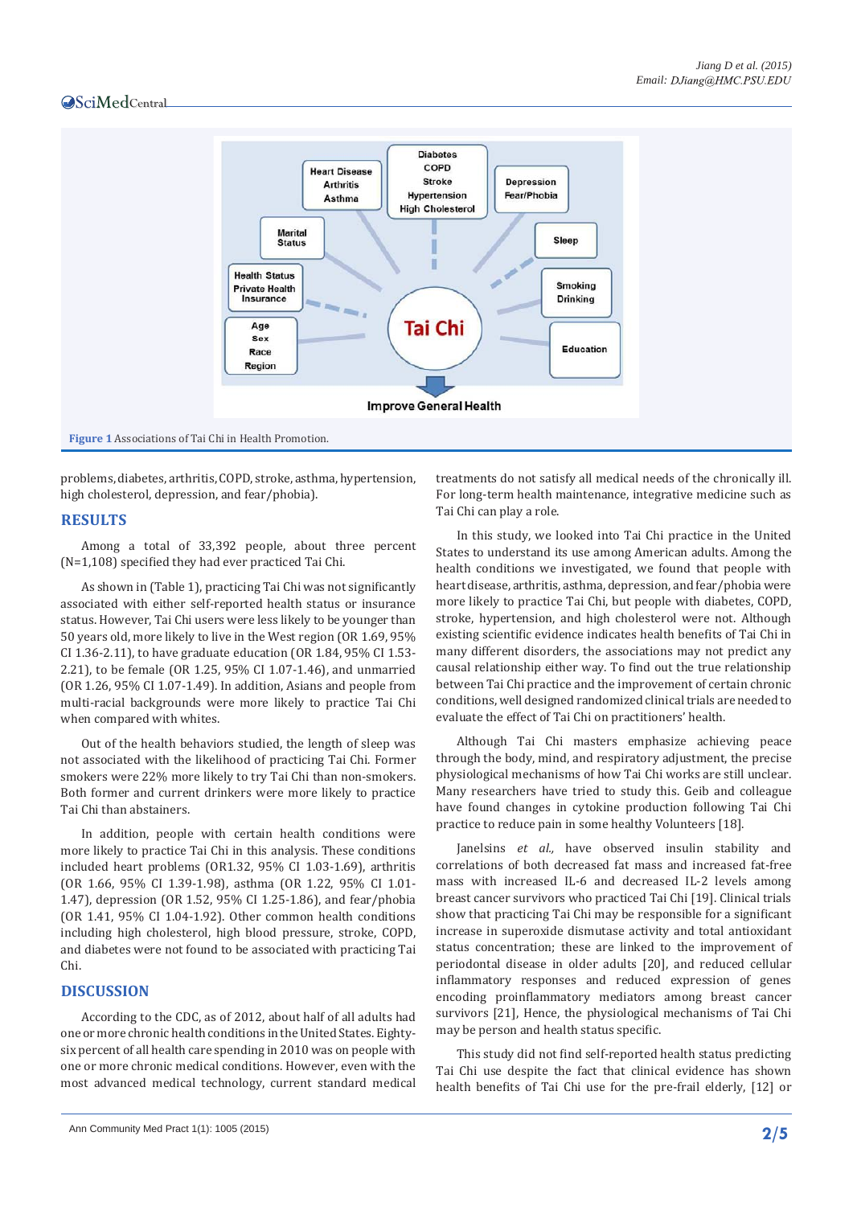Figure 1 Associations of Tai Chi in Health Promotion.

problems, diabetes, arthritis, COPD, stroke, asthma, hypertension, high cholesterol, depression, and fear/phobia).

## RESULTS

Among a total of 33,392 people, about three percent (N=1,108) specified they had ever practiced Tai Chi.

As shown in (Table 1), practicing Tai Chi was not significantly associated with either self-reported health status or insurance status. However, Tai Chi users were less likely to be younger than 50 years old, more likely to live in the West region (OR 1.69, 95% CI 1.36-2.11), to have graduate education (OR 1.84, 95% CI 1.53-2.21), to be female (OR 1.25, 95% CI 1.07-1.46), and unmarried (OR 1.26, 95% CI 1.07-1.49). In addition, Asians and people from multi-racial backgrounds were more likely to practice Tai Chi when compared with whites.

Out of the health behaviors studied, the length of sleep was not associated with the likelihood of practicing Tai Chi. Former smokers were 22% more likely to try Tai Chi than non-smokers. Both former and current drinkers were more likely to practice Tai Chi than abstainers.

In addition, people with certain health conditions were more likely to practice Tai Chi in this analysis. These conditions included heart problems (OR1.32, 95% CI 1.03-1.69), arthritis (OR 1.66, 95% CI 1.39-1.98), asthma (OR 1.22, 95% CI 1.01-1.47), depression (OR 1.52, 95% CI 1.25-1.86), and fear/phobia (OR 1.41, 95% CI 1.04-1.92). Other common health conditions including high cholesterol, high blood pressure, stroke, COPD, and diabetes were not found to be associated with practicing Tai Chi.

## DISCUSSION

According to the CDC, as of 2012, about half of all adults had one or more chronic health conditions in the United States. Eighty-six percent of all health care spending in 2010 was on people with one or more chronic medical conditions. However, even with the most advanced medical technology, current standard medical treatments do not satisfy all medical needs of the chronically ill. For long-term health maintenance, integrative medicine such as Tai Chi can play a role.

In this study, we looked into Tai Chi practice in the United States to understand its use among American adults. Among the health conditions we investigated, we found that people with heart disease, arthritis, asthma, depression, and fear/phobia were more likely to practice Tai Chi, but people with diabetes, COPD, stroke, hypertension, and high cholesterol were not. Although existing scientific evidence indicates health benefits of Tai Chi in many different disorders, the associations may not predict any causal relationship either way. To find out the true relationship between Tai Chi practice and the improvement of certain chronic conditions, well designed randomized clinical trials are needed to evaluate the effect of Tai Chi on practitioners' health.

Although Tai Chi masters emphasize achieving peace through the body, mind, and respiratory adjustment, the precise physiological mechanisms of how Tai Chi works are still unclear. Many researchers have tried to study this. Geib and colleague have found changes in cytokine production following Tai Chi practice to reduce pain in some healthy Volunteers [18].

Janelsins *et al.,* have observed insulin stability and correlations of both decreased fat mass and increased fat-free mass with increased IL-6 and decreased IL-2 levels among breast cancer survivors who practiced Tai Chi [19]. Clinical trials show that practicing Tai Chi may be responsible for a significant increase in superoxide dismutase activity and total antioxidant status concentration; these are linked to the improvement of periodontal disease in older adults [20], and reduced cellular inflammatory responses and reduced expression of genes encoding proinflammatory mediators among breast cancer survivors [21], Hence, the physiological mechanisms of Tai Chi may be person and health status specific.

This study did not find self-reported health status predicting Tai Chi use despite the fact that clinical evidence has shown health benefits of Tai Chi use for the pre-frail elderly, [12] or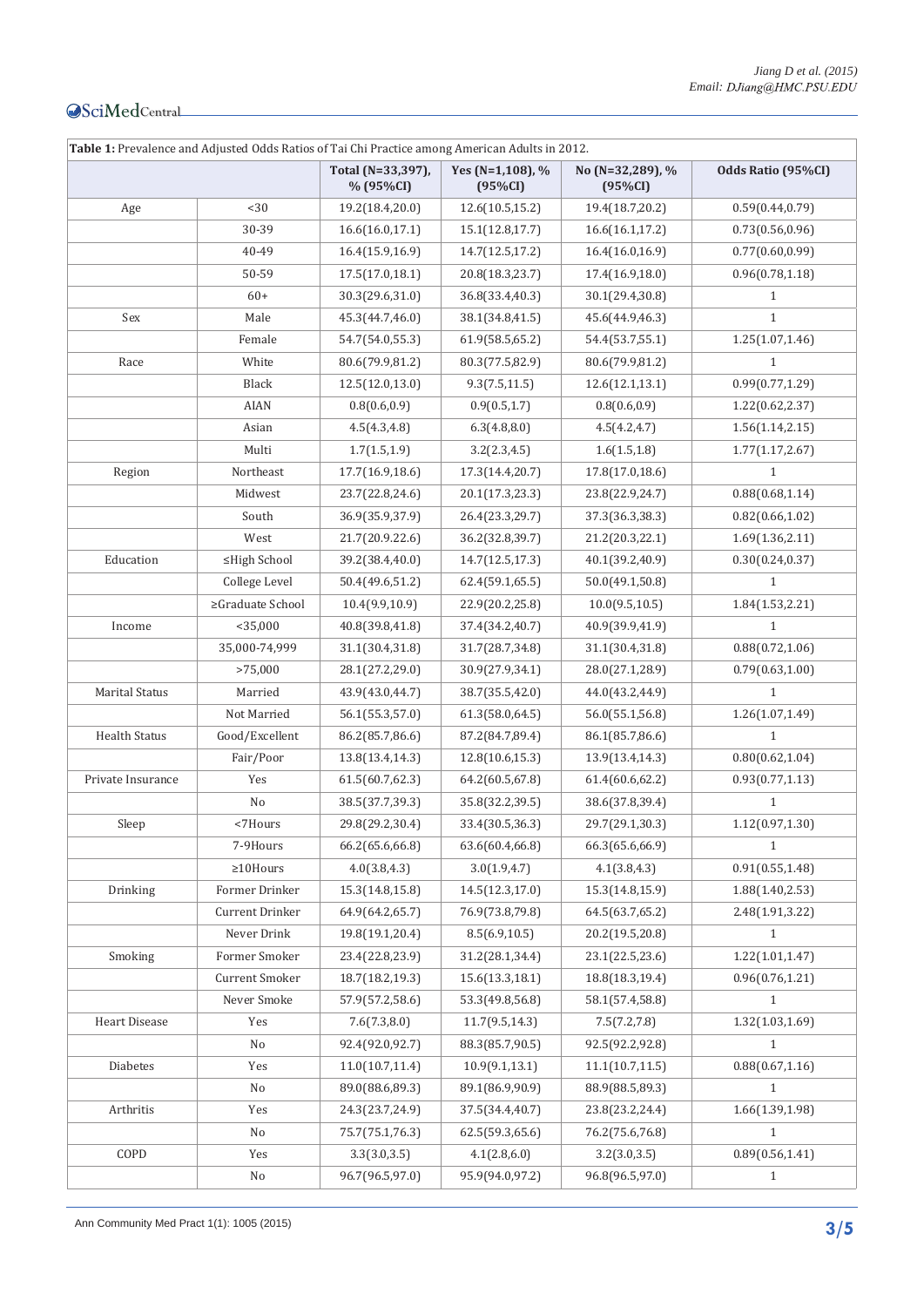**Table 1:** Prevalence and Adjusted Odds Ratios of Tai Chi Practice among American Adults in 2012.

| | | Total (N=33,397), % (95%CI) | Yes (N=1,108), % (95%CI) | No (N=32,289), % (95%CI) | Odds Ratio (95%CI) |
|---|---|---|---|---|---|
| Age | <30 | 19.2(18.4,20.0) | 12.6(10.5,15.2) | 19.4(18.7,20.2) | 0.59(0.44,0.79) |
| | 30-39 | 16.6(16.0,17.1) | 15.1(12.8,17.7) | 16.6(16.1,17.2) | 0.73(0.56,0.96) |
| | 40-49 | 16.4(15.9,16.9) | 14.7(12.5,17.2) | 16.4(16.0,16.9) | 0.77(0.60,0.99) |
| | 50-59 | 17.5(17.0,18.1) | 20.8(18.3,23.7) | 17.4(16.9,18.0) | 0.96(0.78,1.18) |
| | 60+ | 30.3(29.6,31.0) | 36.8(33.4,40.3) | 30.1(29.4,30.8) | 1 |
| Sex | Male | 45.3(44.7,46.0) | 38.1(34.8,41.5) | 45.6(44.9,46.3) | 1 |
| | Female | 54.7(54.0,55.3) | 61.9(58.5,65.2) | 54.4(53.7,55.1) | 1.25(1.07,1.46) |
| Race | White | 80.6(79.9,81.2) | 80.3(77.5,82.9) | 80.6(79.9,81.2) | 1 |
| | Black | 12.5(12.0,13.0) | 9.3(7.5,11.5) | 12.6(12.1,13.1) | 0.99(0.77,1.29) |
| | AIAN | 0.8(0.6,0.9) | 0.9(0.5,1.7) | 0.8(0.6,0.9) | 1.22(0.62,2.37) |
| | Asian | 4.5(4.3,4.8) | 6.3(4.8,8.0) | 4.5(4.2,4.7) | 1.56(1.14,2.15) |
| | Multi | 1.7(1.5,1.9) | 3.2(2.3,4.5) | 1.6(1.5,1.8) | 1.77(1.17,2.67) |
| Region | Northeast | 17.7(16.9,18.6) | 17.3(14.4,20.7) | 17.8(17.0,18.6) | 1 |
| | Midwest | 23.7(22.8,24.6) | 20.1(17.3,23.3) | 23.8(22.9,24.7) | 0.88(0.68,1.14) |
| | South | 36.9(35.9,37.9) | 26.4(23.3,29.7) | 37.3(36.3,38.3) | 0.82(0.66,1.02) |
| | West | 21.7(20.9.22.6) | 36.2(32.8,39.7) | 21.2(20.3,22.1) | 1.69(1.36,2.11) |
| Education | ≤High School | 39.2(38.4,40.0) | 14.7(12.5,17.3) | 40.1(39.2,40.9) | 0.30(0.24,0.37) |
| | College Level | 50.4(49.6,51.2) | 62.4(59.1,65.5) | 50.0(49.1,50.8) | 1 |
| | ≥Graduate School | 10.4(9.9,10.9) | 22.9(20.2,25.8) | 10.0(9.5,10.5) | 1.84(1.53,2.21) |
| Income | <35,000 | 40.8(39.8,41.8) | 37.4(34.2,40.7) | 40.9(39.9,41.9) | 1 |
| | 35,000-74,999 | 31.1(30.4,31.8) | 31.7(28.7,34.8) | 31.1(30.4,31.8) | 0.88(0.72,1.06) |
| | >75,000 | 28.1(27.2,29.0) | 30.9(27.9,34.1) | 28.0(27.1,28.9) | 0.79(0.63,1.00) |
| Marital Status | Married | 43.9(43.0,44.7) | 38.7(35.5,42.0) | 44.0(43.2,44.9) | 1 |
| | Not Married | 56.1(55.3,57.0) | 61.3(58.0,64.5) | 56.0(55.1,56.8) | 1.26(1.07,1.49) |
| Health Status | Good/Excellent | 86.2(85.7,86.6) | 87.2(84.7,89.4) | 86.1(85.7,86.6) | 1 |
| | Fair/Poor | 13.8(13.4,14.3) | 12.8(10.6,15.3) | 13.9(13.4,14.3) | 0.80(0.62,1.04) |
| Private Insurance | Yes | 61.5(60.7,62.3) | 64.2(60.5,67.8) | 61.4(60.6,62.2) | 0.93(0.77,1.13) |
| | No | 38.5(37.7,39.3) | 35.8(32.2,39.5) | 38.6(37.8,39.4) | 1 |
| Sleep | <7Hours | 29.8(29.2,30.4) | 33.4(30.5,36.3) | 29.7(29.1,30.3) | 1.12(0.97,1.30) |
| | 7-9Hours | 66.2(65.6,66.8) | 63.6(60.4,66.8) | 66.3(65.6,66.9) | 1 |
| | ≥10Hours | 4.0(3.8,4.3) | 3.0(1.9,4.7) | 4.1(3.8,4.3) | 0.91(0.55,1.48) |
| Drinking | Former Drinker | 15.3(14.8,15.8) | 14.5(12.3,17.0) | 15.3(14.8,15.9) | 1.88(1.40,2.53) |
| | Current Drinker | 64.9(64.2,65.7) | 76.9(73.8,79.8) | 64.5(63.7,65.2) | 2.48(1.91,3.22) |
| | Never Drink | 19.8(19.1,20.4) | 8.5(6.9,10.5) | 20.2(19.5,20.8) | 1 |
| Smoking | Former Smoker | 23.4(22.8,23.9) | 31.2(28.1,34.4) | 23.1(22.5,23.6) | 1.22(1.01,1.47) |
| | Current Smoker | 18.7(18.2,19.3) | 15.6(13.3,18.1) | 18.8(18.3,19.4) | 0.96(0.76,1.21) |
| | Never Smoke | 57.9(57.2,58.6) | 53.3(49.8,56.8) | 58.1(57.4,58.8) | 1 |
| Heart Disease | Yes | 7.6(7.3,8.0) | 11.7(9.5,14.3) | 7.5(7.2,7.8) | 1.32(1.03,1.69) |
| | No | 92.4(92.0,92.7) | 88.3(85.7,90.5) | 92.5(92.2,92.8) | 1 |
| Diabetes | Yes | 11.0(10.7,11.4) | 10.9(9.1,13.1) | 11.1(10.7,11.5) | 0.88(0.67,1.16) |
| | No | 89.0(88.6,89.3) | 89.1(86.9,90.9) | 88.9(88.5,89.3) | 1 |
| Arthritis | Yes | 24.3(23.7,24.9) | 37.5(34.4,40.7) | 23.8(23.2,24.4) | 1.66(1.39,1.98) |
| | No | 75.7(75.1,76.3) | 62.5(59.3,65.6) | 76.2(75.6,76.8) | 1 |
| COPD | Yes | 3.3(3.0,3.5) | 4.1(2.8,6.0) | 3.2(3.0,3.5) | 0.89(0.56,1.41) |
| | No | 96.7(96.5,97.0) | 95.9(94.0,97.2) | 96.8(96.5,97.0) | 1 |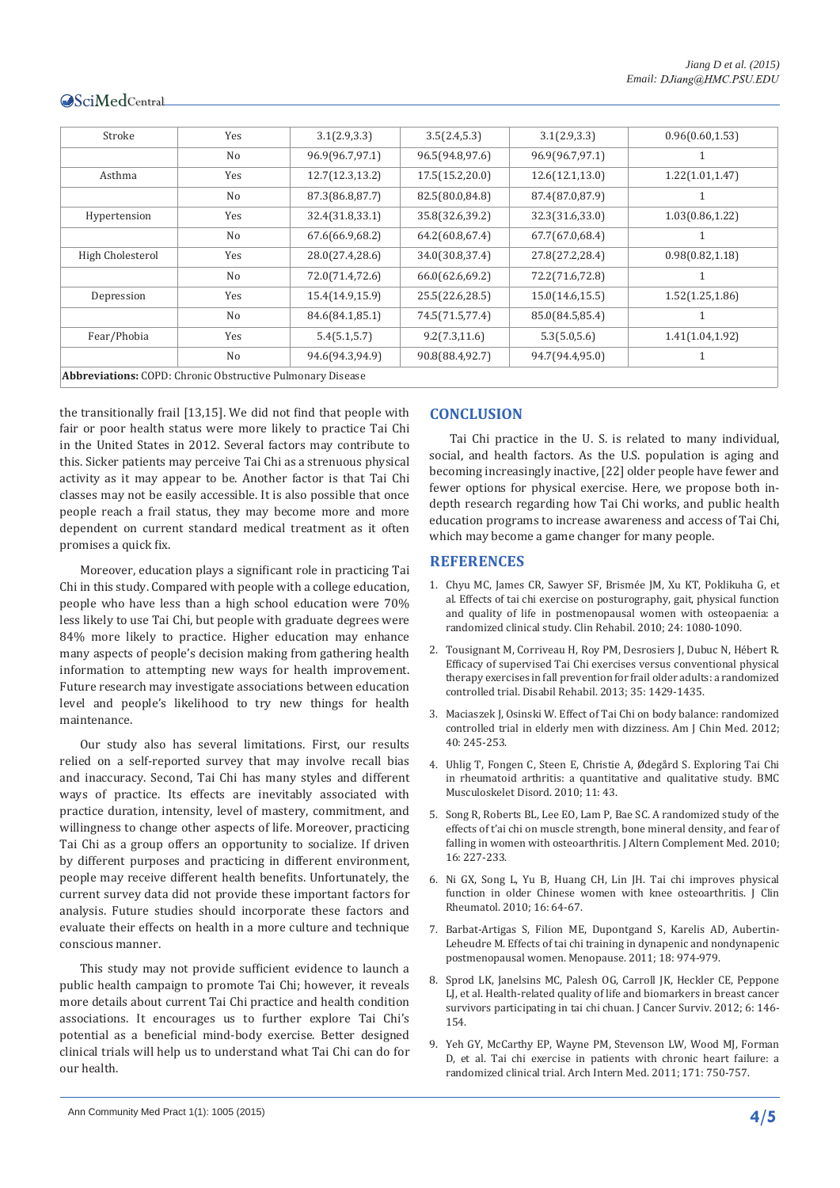| Stroke | Yes | 3.1(2.9,3.3) | 3.5(2.4,5.3) | 3.1(2.9,3.3) | 0.96(0.60,1.53) |
|---|---|---|---|---|---|
| | No | 96.9(96.7,97.1) | 96.5(94.8,97.6) | 96.9(96.7,97.1) | 1 |
| Asthma | Yes | 12.7(12.3,13.2) | 17.5(15.2,20.0) | 12.6(12.1,13.0) | 1.22(1.01,1.47) |
| | No | 87.3(86.8,87.7) | 82.5(80.0,84.8) | 87.4(87.0,87.9) | 1 |
| Hypertension | Yes | 32.4(31.8,33.1) | 35.8(32.6,39.2) | 32.3(31.6,33.0) | 1.03(0.86,1.22) |
| | No | 67.6(66.9,68.2) | 64.2(60.8,67.4) | 67.7(67.0,68.4) | 1 |
| High Cholesterol | Yes | 28.0(27.4,28.6) | 34.0(30.8,37.4) | 27.8(27.2,28.4) | 0.98(0.82,1.18) |
| | No | 72.0(71.4,72.6) | 66.0(62.6,69.2) | 72.2(71.6,72.8) | 1 |
| Depression | Yes | 15.4(14.9,15.9) | 25.5(22.6,28.5) | 15.0(14.6,15.5) | 1.52(1.25,1.86) |
| | No | 84.6(84.1,85.1) | 74.5(71.5,77.4) | 85.0(84.5,85.4) | 1 |
| Fear/Phobia | Yes | 5.4(5.1,5.7) | 9.2(7.3,11.6) | 5.3(5.0,5.6) | 1.41(1.04,1.92) |
| | No | 94.6(94.3,94.9) | 90.8(88.4,92.7) | 94.7(94.4,95.0) | 1 |

**Abbreviations:** COPD: Chronic Obstructive Pulmonary Disease

the transitionally frail [13,15]. We did not find that people with fair or poor health status were more likely to practice Tai Chi in the United States in 2012. Several factors may contribute to this. Sicker patients may perceive Tai Chi as a strenuous physical activity as it may appear to be. Another factor is that Tai Chi classes may not be easily accessible. It is also possible that once people reach a frail status, they may become more and more dependent on current standard medical treatment as it often promises a quick fix.

Moreover, education plays a significant role in practicing Tai Chi in this study. Compared with people with a college education, people who have less than a high school education were 70% less likely to use Tai Chi, but people with graduate degrees were 84% more likely to practice. Higher education may enhance many aspects of people's decision making from gathering health information to attempting new ways for health improvement. Future research may investigate associations between education level and people's likelihood to try new things for health maintenance.

Our study also has several limitations. First, our results relied on a self-reported survey that may involve recall bias and inaccuracy. Second, Tai Chi has many styles and different ways of practice. Its effects are inevitably associated with practice duration, intensity, level of mastery, commitment, and willingness to change other aspects of life. Moreover, practicing Tai Chi as a group offers an opportunity to socialize. If driven by different purposes and practicing in different environment, people may receive different health benefits. Unfortunately, the current survey data did not provide these important factors for analysis. Future studies should incorporate these factors and evaluate their effects on health in a more culture and technique conscious manner.

This study may not provide sufficient evidence to launch a public health campaign to promote Tai Chi; however, it reveals more details about current Tai Chi practice and health condition associations. It encourages us to further explore Tai Chi's potential as a beneficial mind-body exercise. Better designed clinical trials will help us to understand what Tai Chi can do for our health.

## CONCLUSION

Tai Chi practice in the U. S. is related to many individual, social, and health factors. As the U.S. population is aging and becoming increasingly inactive, [22] older people have fewer and fewer options for physical exercise. Here, we propose both in-depth research regarding how Tai Chi works, and public health education programs to increase awareness and access of Tai Chi, which may become a game changer for many people.

## REFERENCES

1. Chyu MC, James CR, Sawyer SF, Brismée JM, Xu KT, Poklikuha G, et al. Effects of tai chi exercise on posturography, gait, physical function and quality of life in postmenopausal women with osteopaenia: a randomized clinical study. Clin Rehabil. 2010; 24: 1080-1090.
2. Tousignant M, Corriveau H, Roy PM, Desrosiers J, Dubuc N, Hébert R. Efficacy of supervised Tai Chi exercises versus conventional physical therapy exercises in fall prevention for frail older adults: a randomized controlled trial. Disabil Rehabil. 2013; 35: 1429-1435.
3. Maciaszek J, Osinski W. Effect of Tai Chi on body balance: randomized controlled trial in elderly men with dizziness. Am J Chin Med. 2012; 40: 245-253.
4. Uhlig T, Fongen C, Steen E, Christie A, Ødegård S. Exploring Tai Chi in rheumatoid arthritis: a quantitative and qualitative study. BMC Musculoskelet Disord. 2010; 11: 43.
5. Song R, Roberts BL, Lee EO, Lam P, Bae SC. A randomized study of the effects of t'ai chi on muscle strength, bone mineral density, and fear of falling in women with osteoarthritis. J Altern Complement Med. 2010; 16: 227-233.
6. Ni GX, Song L, Yu B, Huang CH, Lin JH. Tai chi improves physical function in older Chinese women with knee osteoarthritis. J Clin Rheumatol. 2010; 16: 64-67.
7. Barbat-Artigas S, Filion ME, Dupontgand S, Karelis AD, Aubertin-Leheudre M. Effects of tai chi training in dynapenic and nondynapenic postmenopausal women. Menopause. 2011; 18: 974-979.
8. Sprod LK, Janelsins MC, Palesh OG, Carroll JK, Heckler CE, Peppone LJ, et al. Health-related quality of life and biomarkers in breast cancer survivors participating in tai chi chuan. J Cancer Surviv. 2012; 6: 146-154.
9. Yeh GY, McCarthy EP, Wayne PM, Stevenson LW, Wood MJ, Forman D, et al. Tai chi exercise in patients with chronic heart failure: a randomized clinical trial. Arch Intern Med. 2011; 171: 750-757.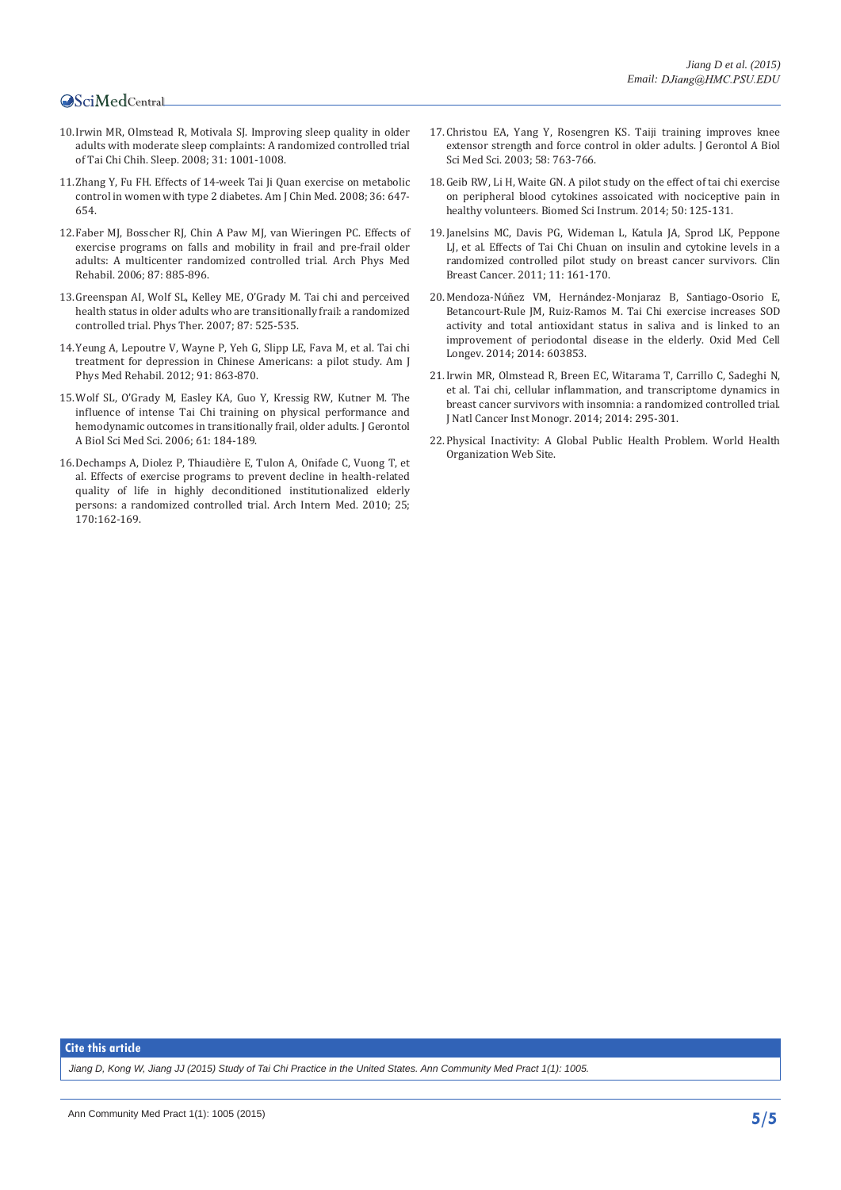10. Irwin MR, Olmstead R, Motivala SJ. Improving sleep quality in older adults with moderate sleep complaints: A randomized controlled trial of Tai Chi Chih. Sleep. 2008; 31: 1001-1008.

11. Zhang Y, Fu FH. Effects of 14-week Tai Ji Quan exercise on metabolic control in women with type 2 diabetes. Am J Chin Med. 2008; 36: 647-654.

12. Faber MJ, Bosscher RJ, Chin A Paw MJ, van Wieringen PC. Effects of exercise programs on falls and mobility in frail and pre-frail older adults: A multicenter randomized controlled trial. Arch Phys Med Rehabil. 2006; 87: 885-896.

13. Greenspan AI, Wolf SL, Kelley ME, O'Grady M. Tai chi and perceived health status in older adults who are transitionally frail: a randomized controlled trial. Phys Ther. 2007; 87: 525-535.

14. Yeung A, Lepoutre V, Wayne P, Yeh G, Slipp LE, Fava M, et al. Tai chi treatment for depression in Chinese Americans: a pilot study. Am J Phys Med Rehabil. 2012; 91: 863-870.

15. Wolf SL, O'Grady M, Easley KA, Guo Y, Kressig RW, Kutner M. The influence of intense Tai Chi training on physical performance and hemodynamic outcomes in transitionally frail, older adults. J Gerontol A Biol Sci Med Sci. 2006; 61: 184-189.

16. Dechamps A, Diolez P, Thiaudière E, Tulon A, Onifade C, Vuong T, et al. Effects of exercise programs to prevent decline in health-related quality of life in highly deconditioned institutionalized elderly persons: a randomized controlled trial. Arch Intern Med. 2010; 25; 170:162-169.

17. Christou EA, Yang Y, Rosengren KS. Taiji training improves knee extensor strength and force control in older adults. J Gerontol A Biol Sci Med Sci. 2003; 58: 763-766.

18. Geib RW, Li H, Waite GN. A pilot study on the effect of tai chi exercise on peripheral blood cytokines assoicated with nociceptive pain in healthy volunteers. Biomed Sci Instrum. 2014; 50: 125-131.

19. Janelsins MC, Davis PG, Wideman L, Katula JA, Sprod LK, Peppone LJ, et al. Effects of Tai Chi Chuan on insulin and cytokine levels in a randomized controlled pilot study on breast cancer survivors. Clin Breast Cancer. 2011; 11: 161-170.

20. Mendoza-Núñez VM, Hernández-Monjaraz B, Santiago-Osorio E, Betancourt-Rule JM, Ruiz-Ramos M. Tai Chi exercise increases SOD activity and total antioxidant status in saliva and is linked to an improvement of periodontal disease in the elderly. Oxid Med Cell Longev. 2014; 2014: 603853.

21. Irwin MR, Olmstead R, Breen EC, Witarama T, Carrillo C, Sadeghi N, et al. Tai chi, cellular inflammation, and transcriptome dynamics in breast cancer survivors with insomnia: a randomized controlled trial. J Natl Cancer Inst Monogr. 2014; 2014: 295-301.

22. Physical Inactivity: A Global Public Health Problem. World Health Organization Web Site.

**Cite this article**

*Jiang D, Kong W, Jiang JJ (2015) Study of Tai Chi Practice in the United States. Ann Community Med Pract 1(1): 1005.*